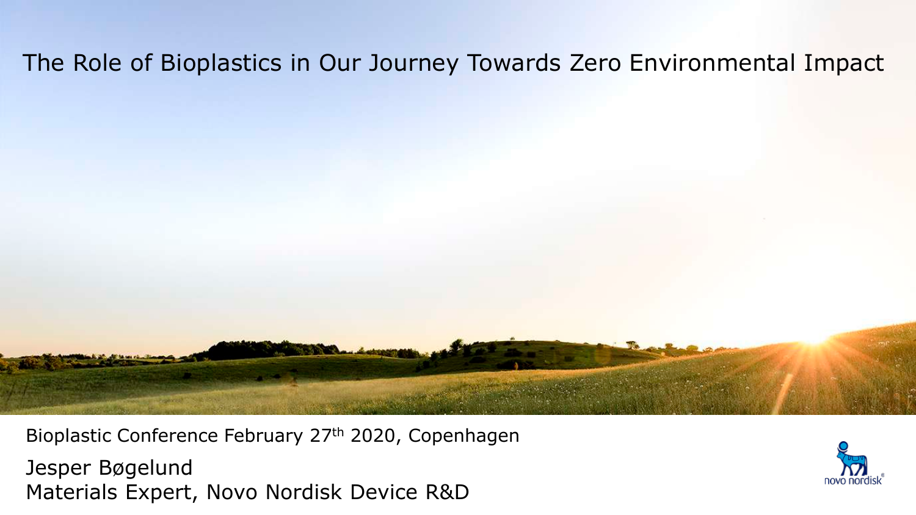# The Role of Bioplastics in Our Journey Towards Zero Environmental Impact

Bioplastic Conference February 27th 2020, Copenhagen

Jesper Bøgelund
Materials Expert, Novo Nordisk Device R&D

novo nordisk®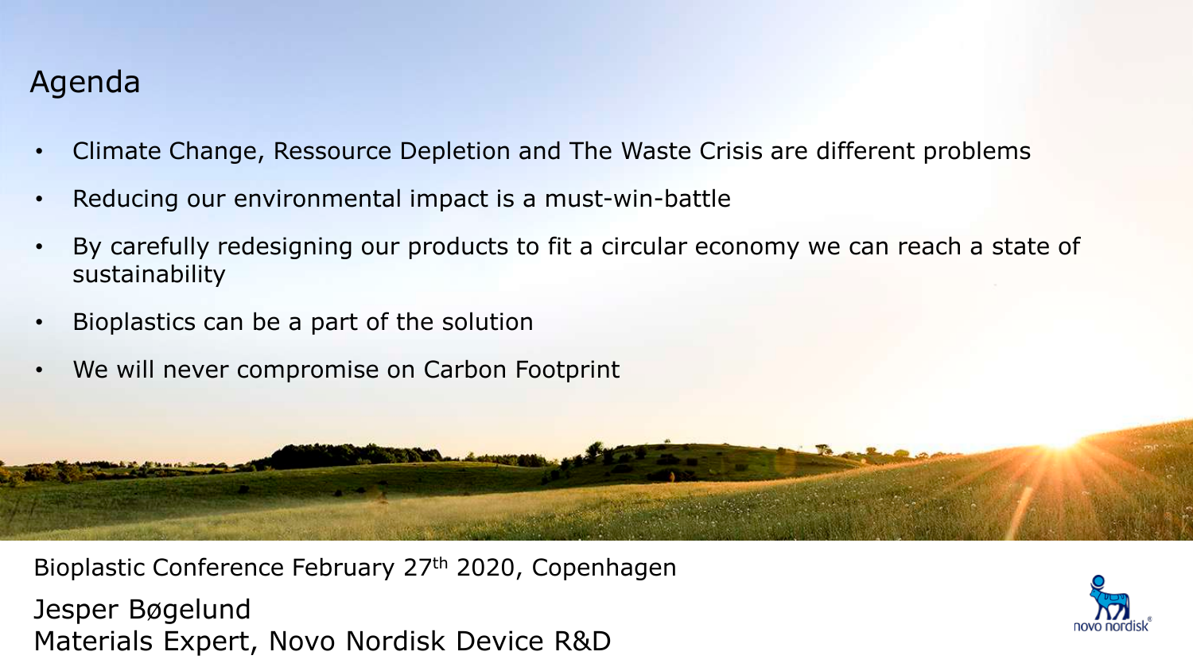# Agenda

- Climate Change, Ressource Depletion and The Waste Crisis are different problems
- Reducing our environmental impact is a must-win-battle
- By carefully redesigning our products to fit a circular economy we can reach a state of sustainability
- Bioplastics can be a part of the solution
- We will never compromise on Carbon Footprint

Bioplastic Conference February 27th 2020, Copenhagen

Jesper Bøgelund
Materials Expert, Novo Nordisk Device R&D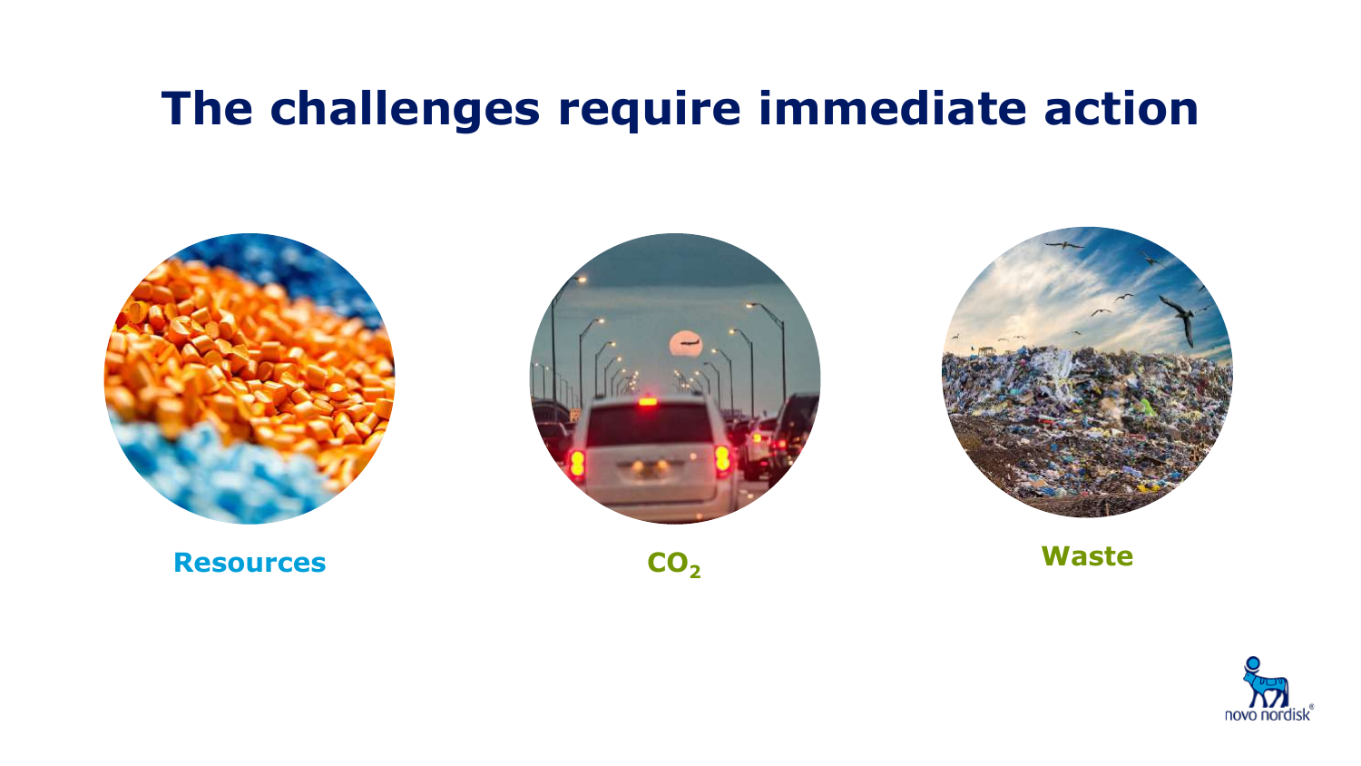# The challenges require immediate action

**Resources**

**$CO_2$**

**Waste**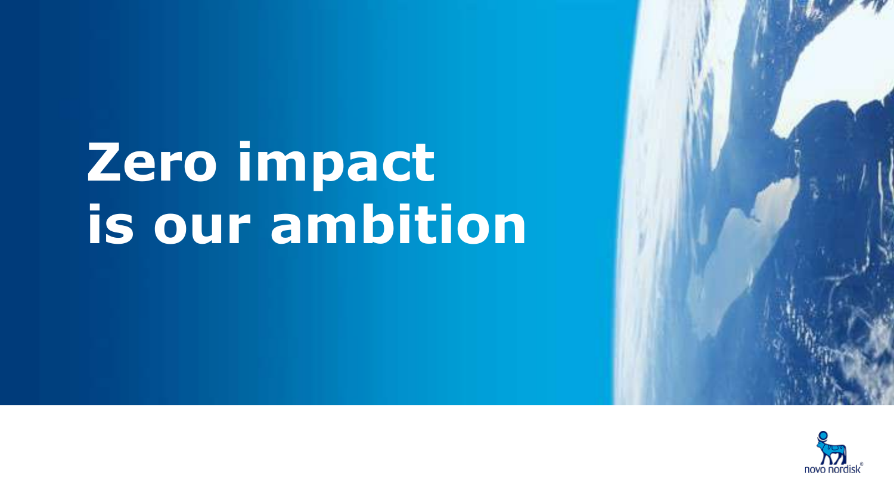# Zero impact is our ambition

novo nordisk®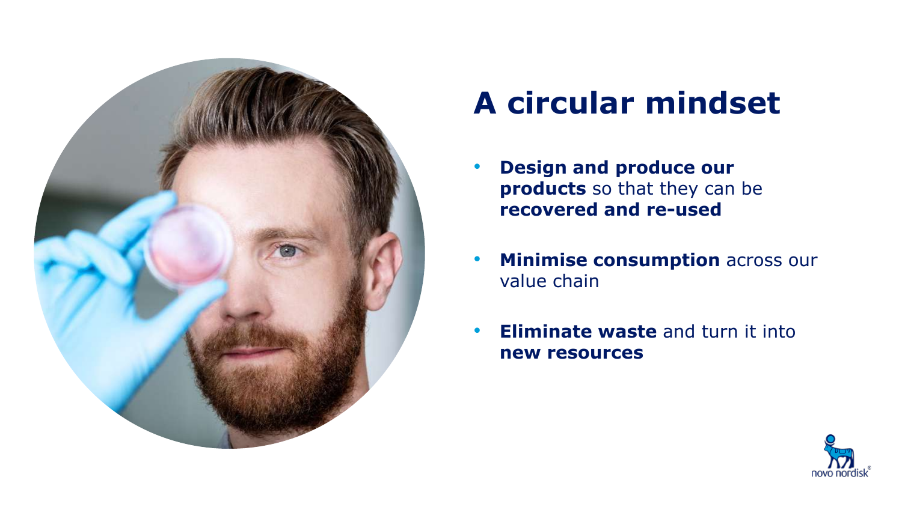# A circular mindset

- **Design and produce our products** so that they can be **recovered and re-used**
- **Minimise consumption** across our value chain
- **Eliminate waste** and turn it into **new resources**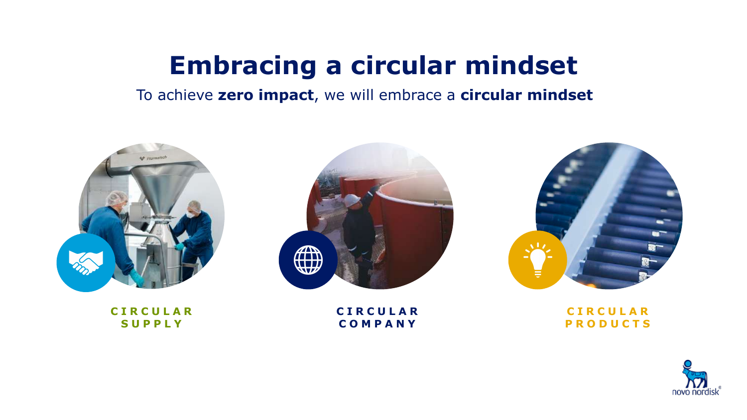# Embracing a circular mindset

To achieve **zero impact**, we will embrace a **circular mindset**

**CIRCULAR SUPPLY**

**CIRCULAR COMPANY**

**CIRCULAR PRODUCTS**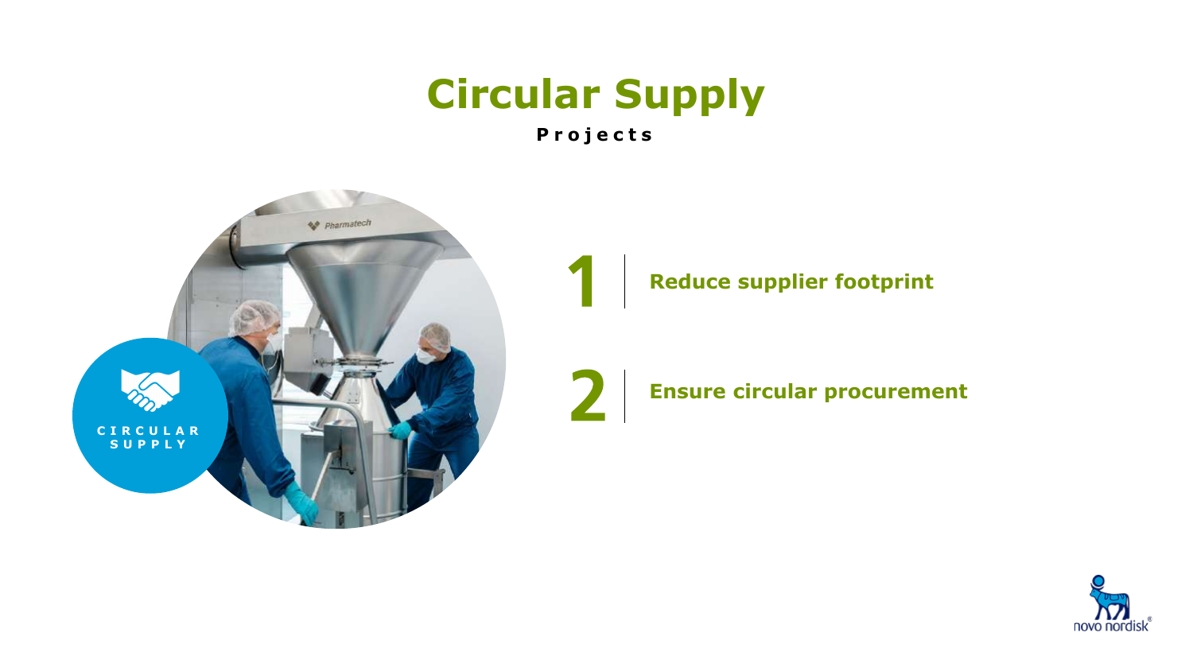# Circular Supply

**Projects**

CIRCULAR SUPPLY

1. **Reduce supplier footprint**
2. **Ensure circular procurement**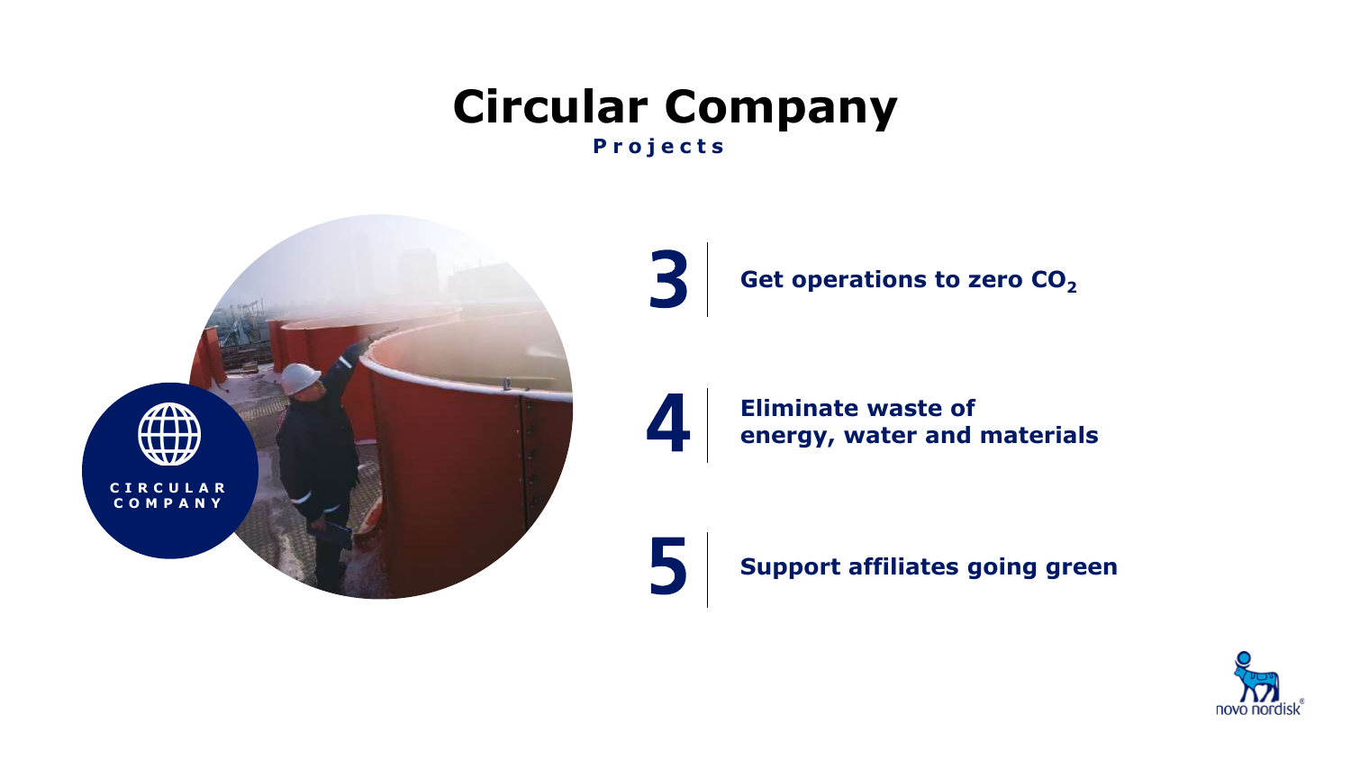# Circular Company

**Projects**

CIRCULAR COMPANY

**3** | **Get operations to zero $CO_2$**

**4** | **Eliminate waste of energy, water and materials**

**5** | **Support affiliates going green**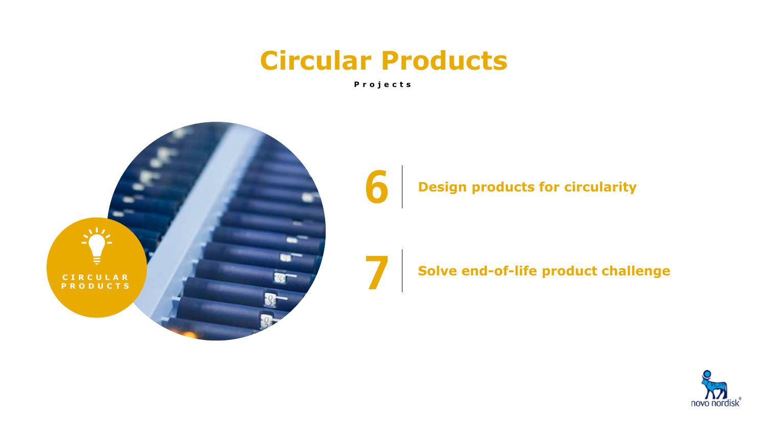# Circular Products

**Projects**

CIRCULAR PRODUCTS

**6** | **Design products for circularity**

**7** | **Solve end-of-life product challenge**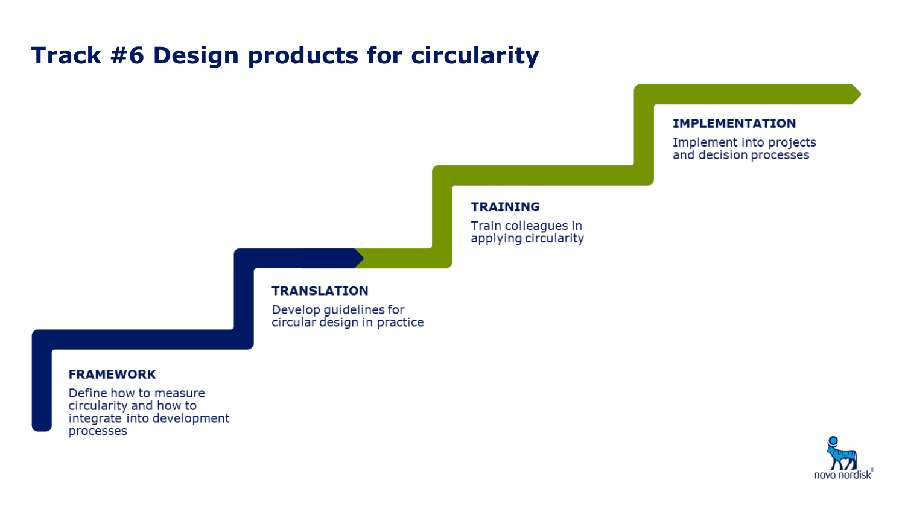# Track #6 Design products for circularity

**FRAMEWORK**

Define how to measure circularity and how to integrate into development processes

**TRANSLATION**

Develop guidelines for circular design in practice

**TRAINING**

Train colleagues in applying circularity

**IMPLEMENTATION**

Implement into projects and decision processes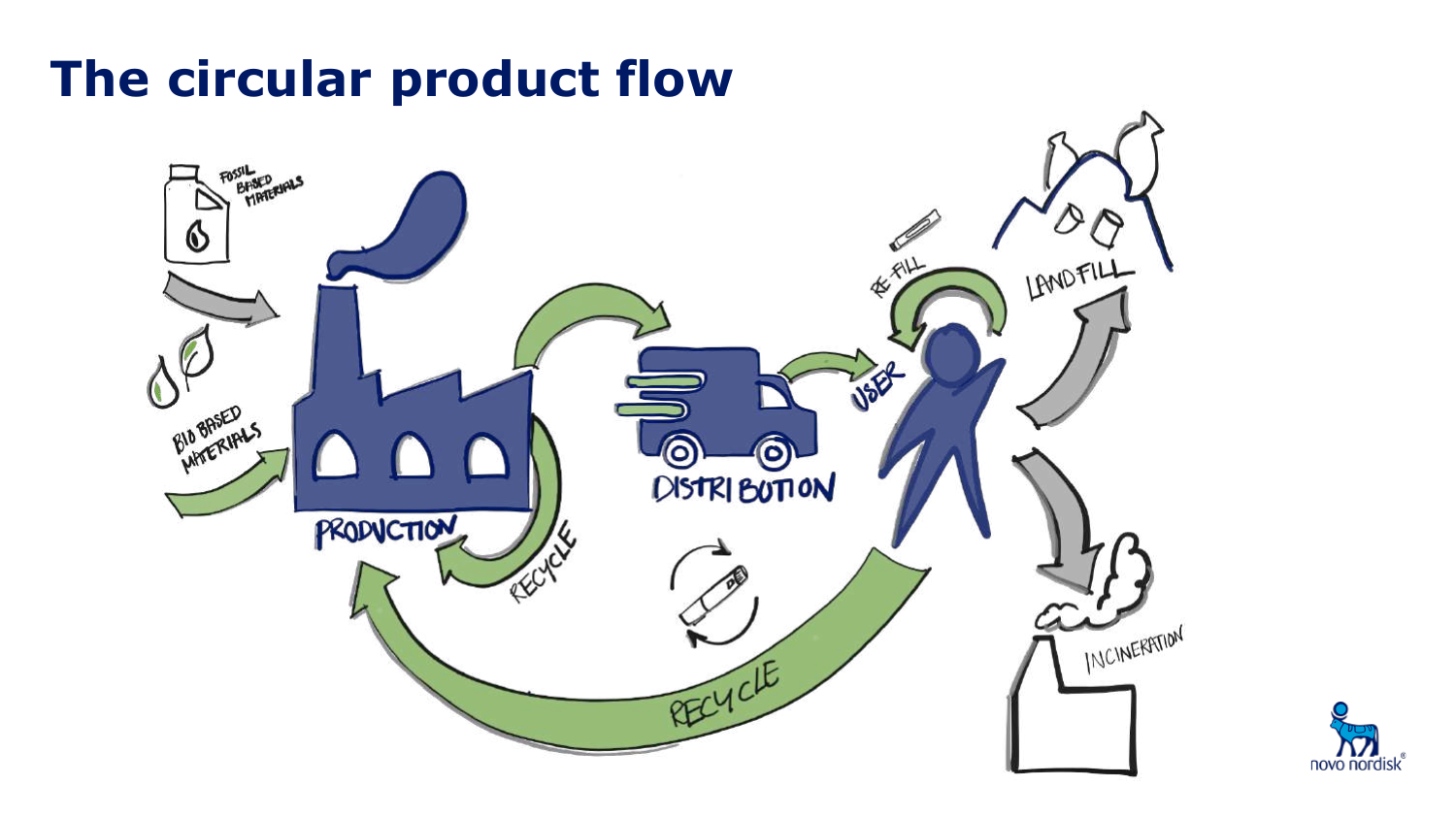# The circular product flow

FOSSIL BASED MATERIALS

BIO BASED MATERIALS

PRODUCTION

RECYCLE

DISTRIBUTION

USER

RE-FILL

LANDFILL

INCINERATION

RECYCLE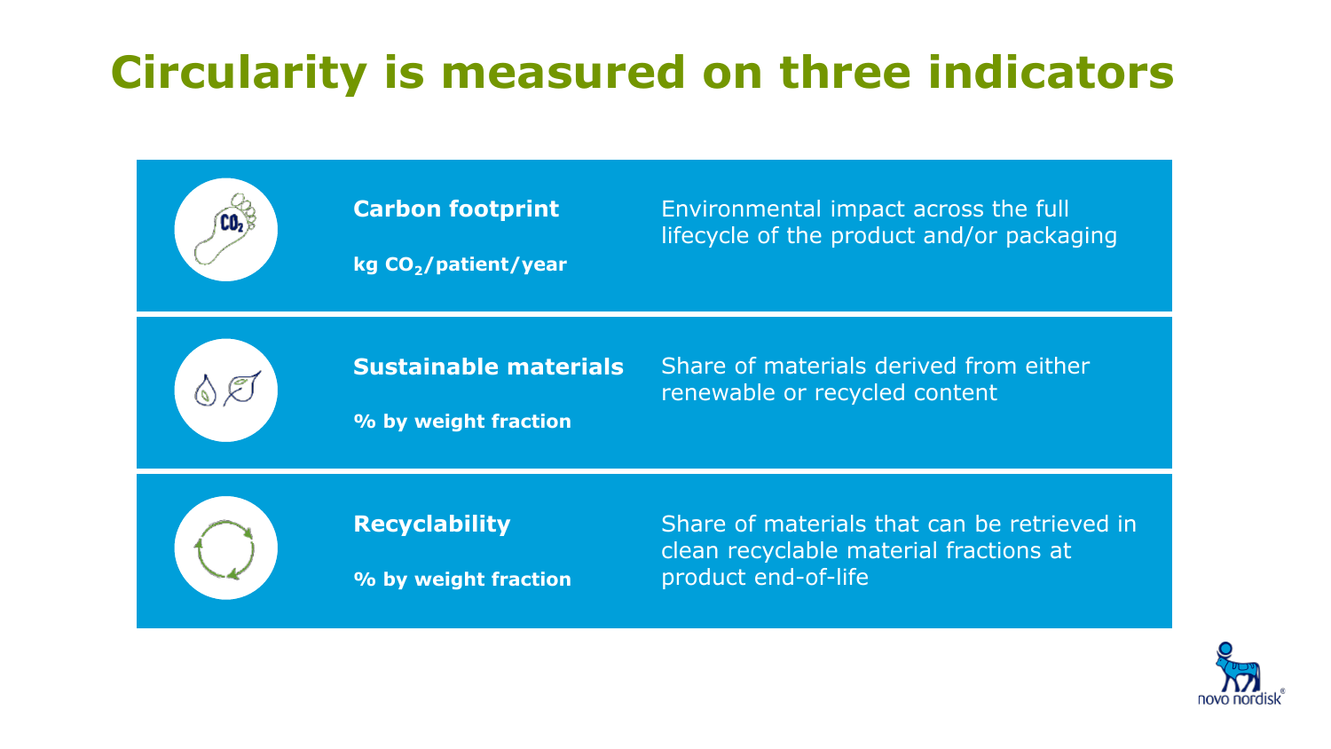# Circularity is measured on three indicators

| Indicator | Unit | Description |
| --- | --- | --- |
| **Carbon footprint** | **kg $CO_2$/patient/year** | Environmental impact across the full lifecycle of the product and/or packaging |
| **Sustainable materials** | **% by weight fraction** | Share of materials derived from either renewable or recycled content |
| **Recyclability** | **% by weight fraction** | Share of materials that can be retrieved in clean recyclable material fractions at product end-of-life |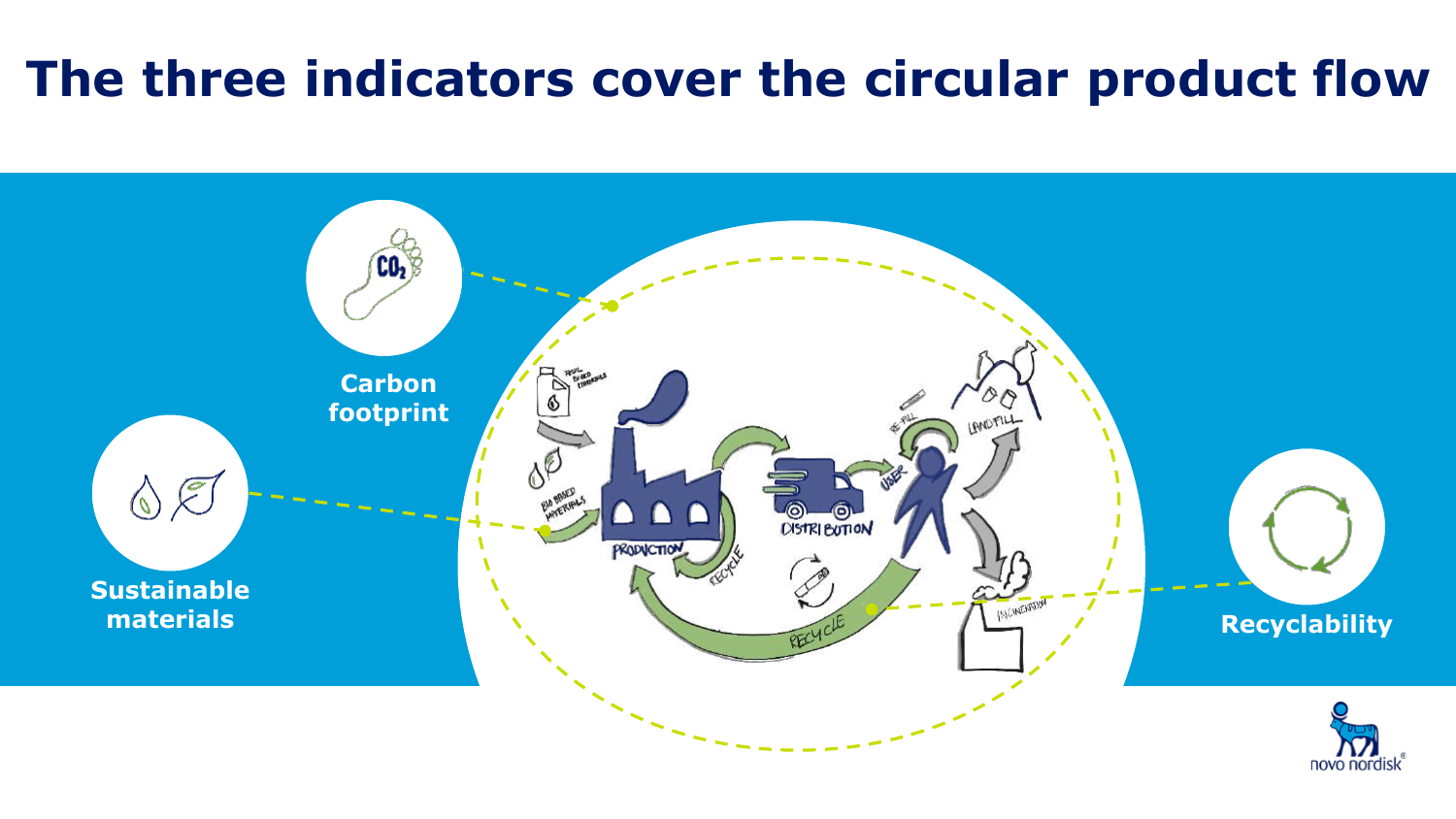# The three indicators cover the circular product flow

**Carbon footprint**

**Sustainable materials**

**Recyclability**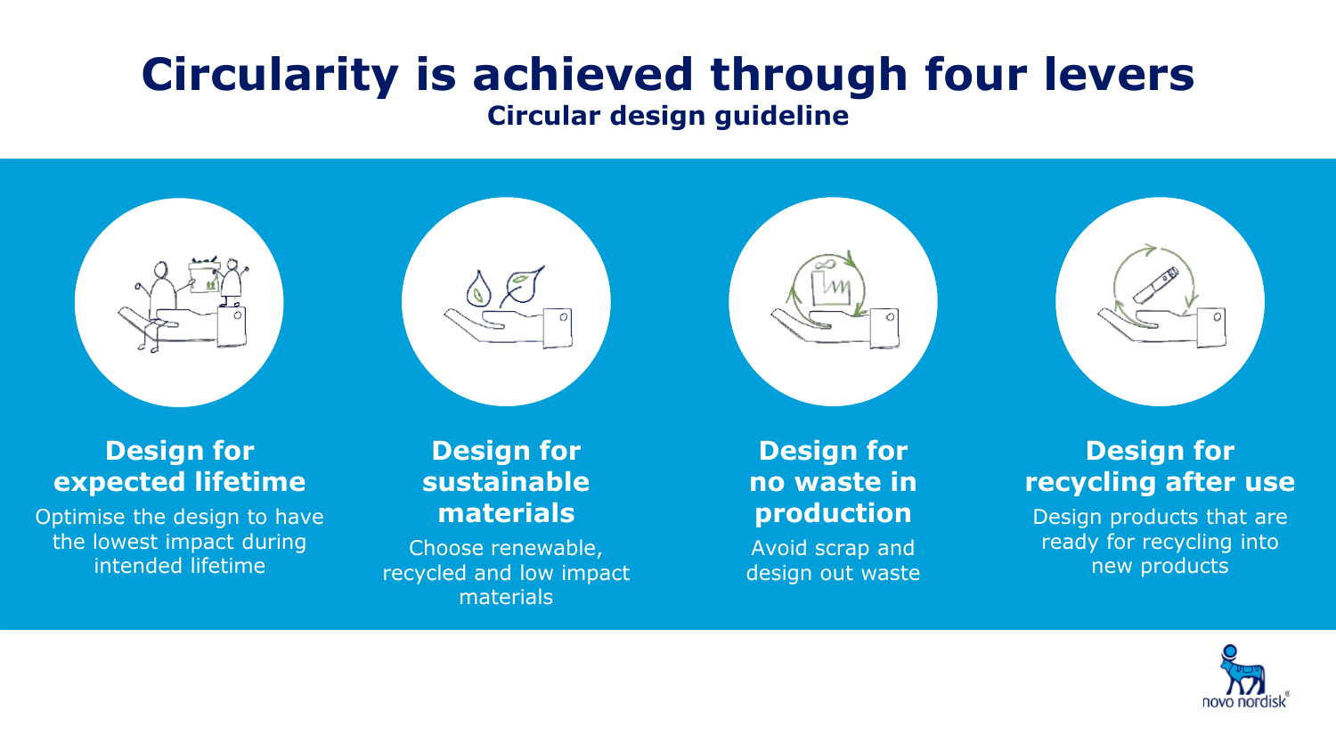# Circularity is achieved through four levers

## Circular design guideline

### Design for expected lifetime

Optimise the design to have the lowest impact during intended lifetime

### Design for sustainable materials

Choose renewable, recycled and low impact materials

### Design for no waste in production

Avoid scrap and design out waste

### Design for recycling after use

Design products that are ready for recycling into new products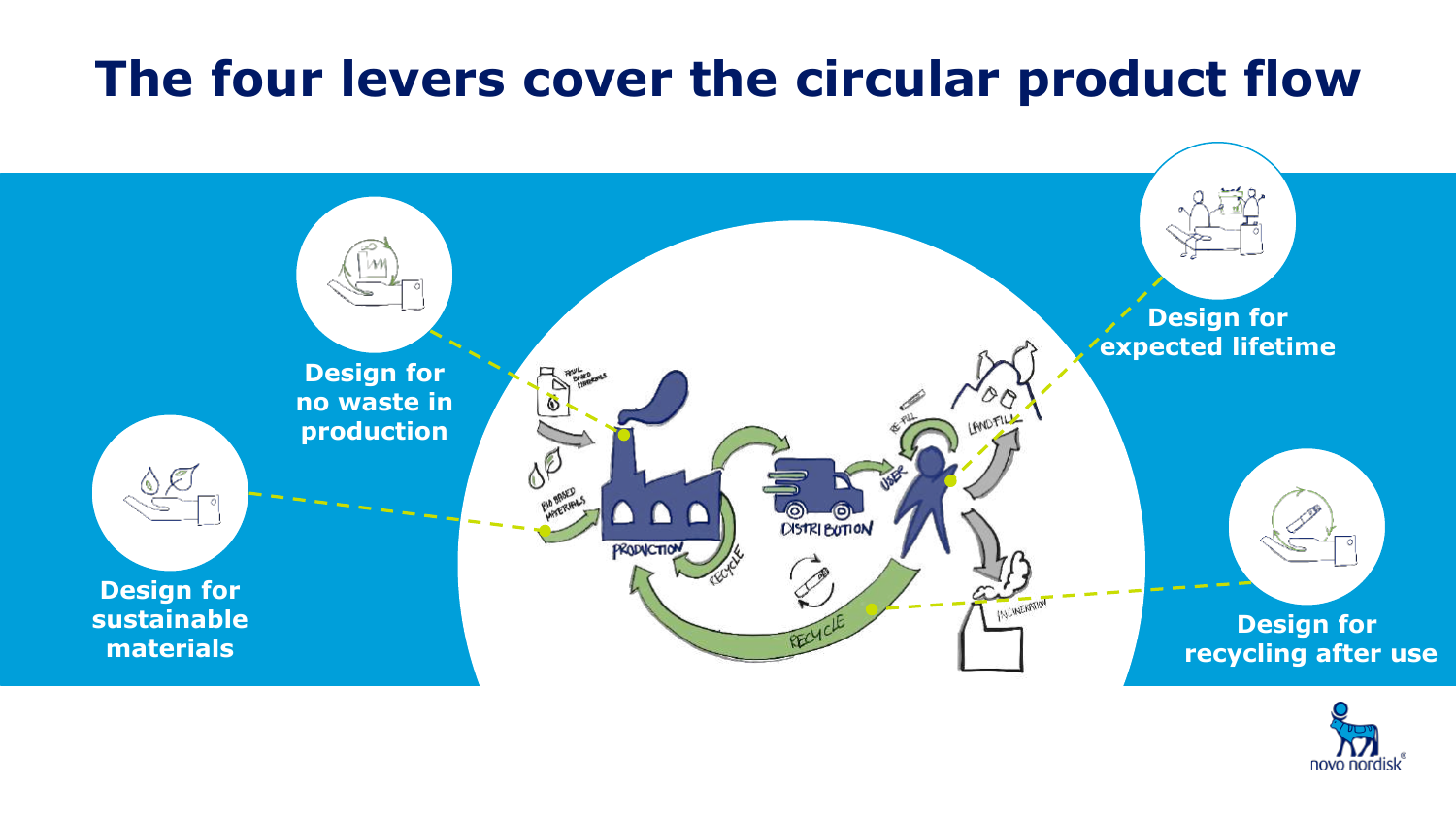# The four levers cover the circular product flow

**Design for no waste in production**

**Design for sustainable materials**

**Design for expected lifetime**

**Design for recycling after use**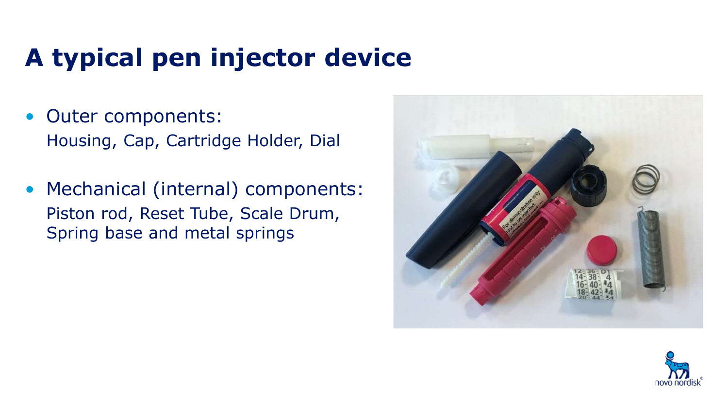# A typical pen injector device

- Outer components:
  Housing, Cap, Cartridge Holder, Dial
- Mechanical (internal) components:
  Piston rod, Reset Tube, Scale Drum, Spring base and metal springs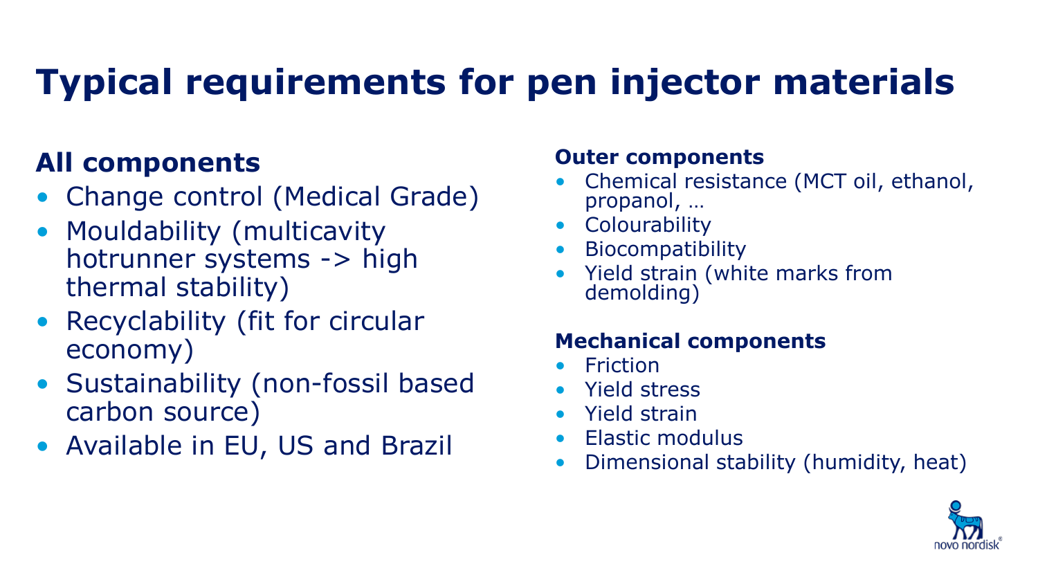# Typical requirements for pen injector materials

## All components

- Change control (Medical Grade)
- Mouldability (multicavity hotrunner systems -> high thermal stability)
- Recyclability (fit for circular economy)
- Sustainability (non-fossil based carbon source)
- Available in EU, US and Brazil

### Outer components

- Chemical resistance (MCT oil, ethanol, propanol, …
- Colourability
- Biocompatibility
- Yield strain (white marks from demolding)

### Mechanical components

- Friction
- Yield stress
- Yield strain
- Elastic modulus
- Dimensional stability (humidity, heat)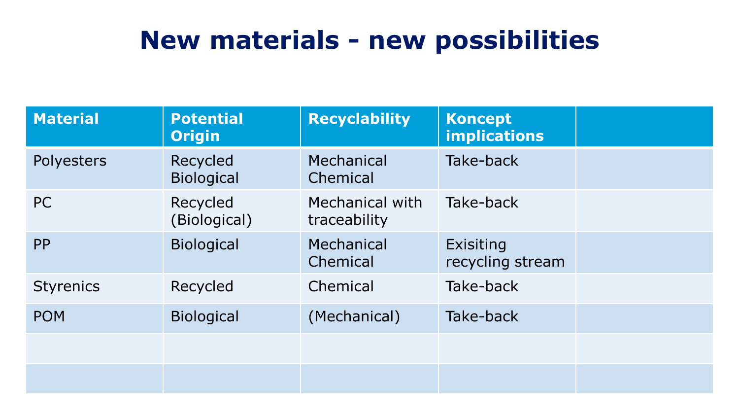# New materials - new possibilities

| Material | Potential Origin | Recyclability | Koncept implications | |
|---|---|---|---|---|
| Polyesters | Recycled Biological | Mechanical Chemical | Take-back | |
| PC | Recycled (Biological) | Mechanical with traceability | Take-back | |
| PP | Biological | Mechanical Chemical | Exisiting recycling stream | |
| Styrenics | Recycled | Chemical | Take-back | |
| POM | Biological | (Mechanical) | Take-back | |
| | | | | |
| | | | | |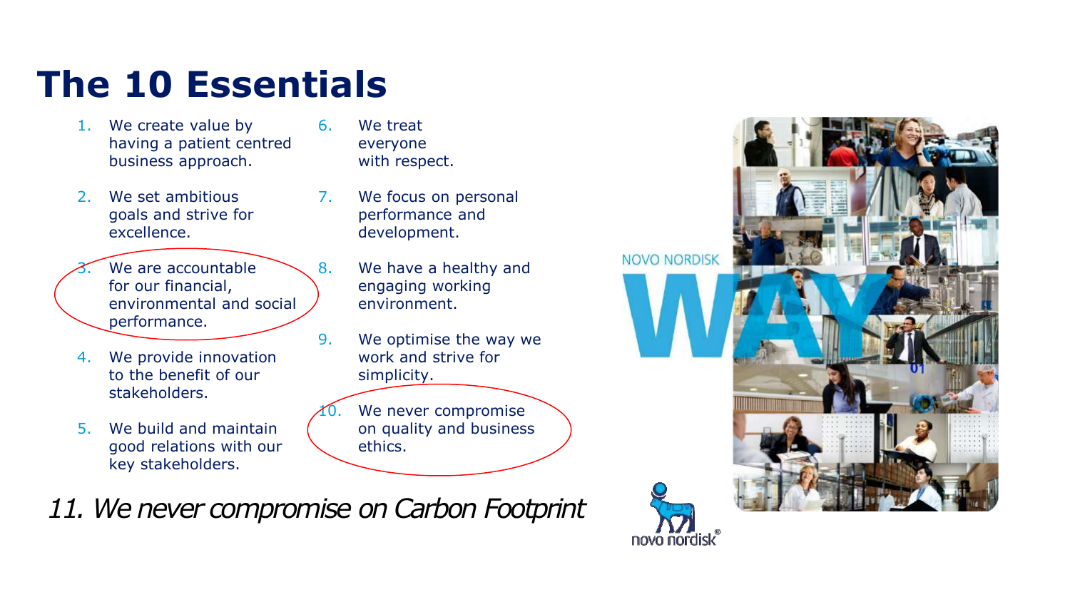# The 10 Essentials

1. We create value by having a patient centred business approach.
2. We set ambitious goals and strive for excellence.
3. We are accountable for our financial, environmental and social performance.
4. We provide innovation to the benefit of our stakeholders.
5. We build and maintain good relations with our key stakeholders.
6. We treat everyone with respect.
7. We focus on personal performance and development.
8. We have a healthy and engaging working environment.
9. We optimise the way we work and strive for simplicity.
10. We never compromise on quality and business ethics.

*11. We never compromise on Carbon Footprint*

NOVO NORDISK WAY

novo nordisk®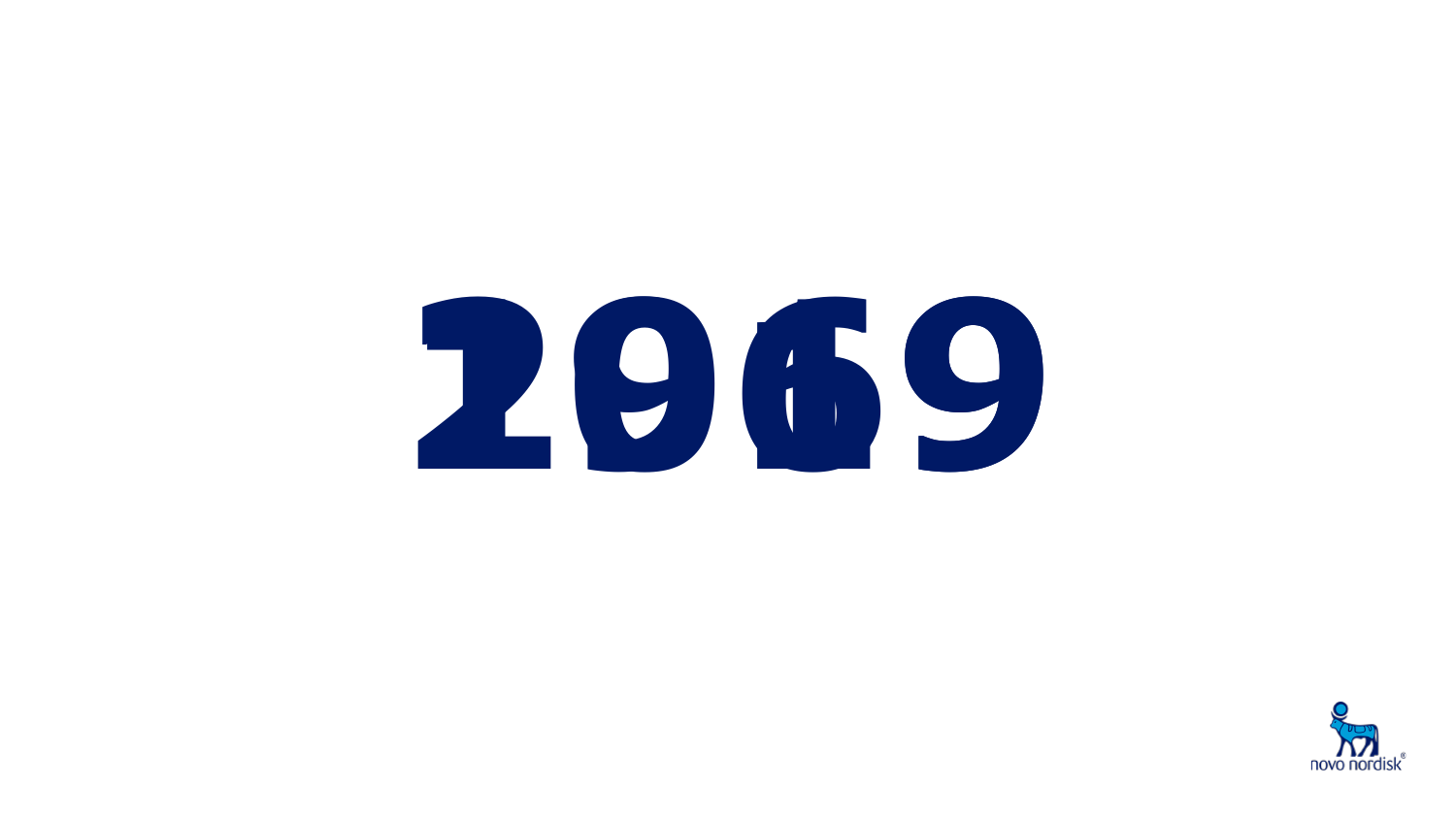# 1969

# 2019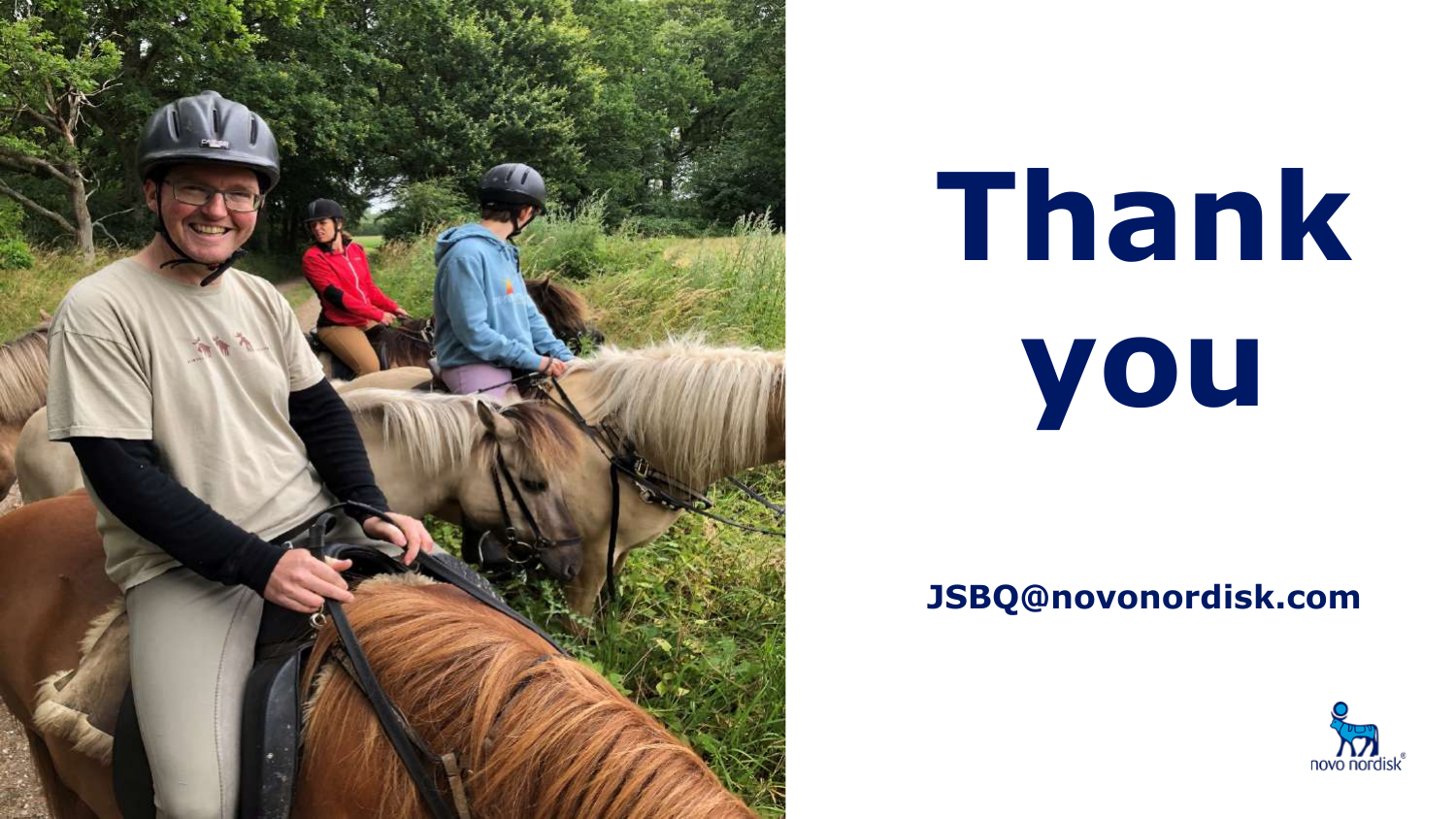# Thank you

**JSBQ@novonordisk.com**